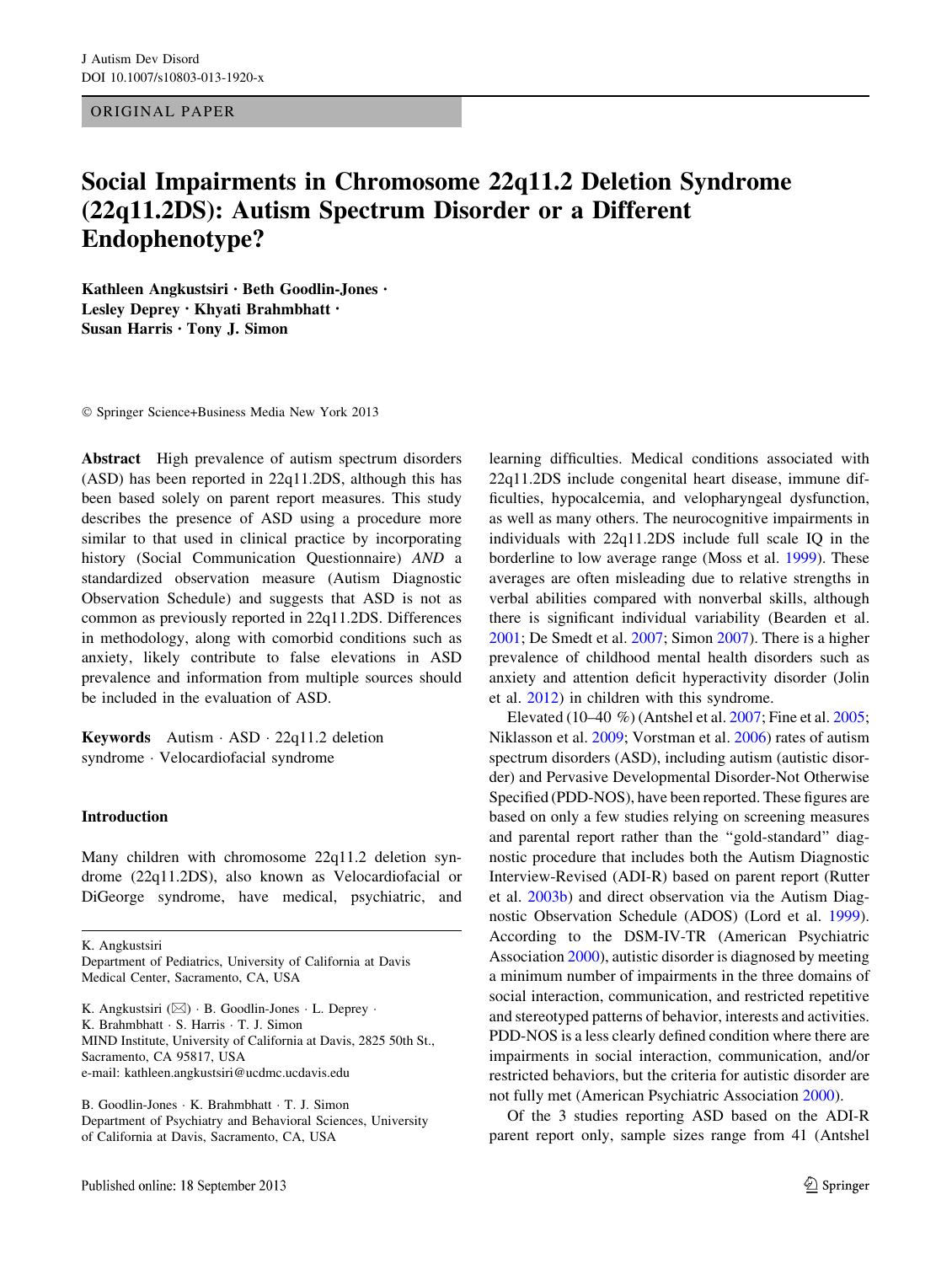ORIGINAL PAPER

# Social Impairments in Chromosome 22q11.2 Deletion Syndrome (22q11.2DS): Autism Spectrum Disorder or a Different Endophenotype?

**Kathleen Angkustsiri · Beth Goodlin-Jones · Lesley Deprey · Khyati Brahmbhatt · Susan Harris · Tony J. Simon**

© Springer Science+Business Media New York 2013

**Abstract** High prevalence of autism spectrum disorders (ASD) has been reported in 22q11.2DS, although this has been based solely on parent report measures. This study describes the presence of ASD using a procedure more similar to that used in clinical practice by incorporating history (Social Communication Questionnaire) *AND* a standardized observation measure (Autism Diagnostic Observation Schedule) and suggests that ASD is not as common as previously reported in 22q11.2DS. Differences in methodology, along with comorbid conditions such as anxiety, likely contribute to false elevations in ASD prevalence and information from multiple sources should be included in the evaluation of ASD.

**Keywords** Autism · ASD · 22q11.2 deletion syndrome · Velocardiofacial syndrome

## Introduction

Many children with chromosome 22q11.2 deletion syndrome (22q11.2DS), also known as Velocardiofacial or DiGeorge syndrome, have medical, psychiatric, and learning difficulties. Medical conditions associated with 22q11.2DS include congenital heart disease, immune difficulties, hypocalcemia, and velopharyngeal dysfunction, as well as many others. The neurocognitive impairments in individuals with 22q11.2DS include full scale IQ in the borderline to low average range (Moss et al. 1999). These averages are often misleading due to relative strengths in verbal abilities compared with nonverbal skills, although there is significant individual variability (Bearden et al. 2001; De Smedt et al. 2007; Simon 2007). There is a higher prevalence of childhood mental health disorders such as anxiety and attention deficit hyperactivity disorder (Jolin et al. 2012) in children with this syndrome.

Elevated (10–40 %) (Antshel et al. 2007; Fine et al. 2005; Niklasson et al. 2009; Vorstman et al. 2006) rates of autism spectrum disorders (ASD), including autism (autistic disorder) and Pervasive Developmental Disorder-Not Otherwise Specified (PDD-NOS), have been reported. These figures are based on only a few studies relying on screening measures and parental report rather than the "gold-standard" diagnostic procedure that includes both the Autism Diagnostic Interview-Revised (ADI-R) based on parent report (Rutter et al. 2003b) and direct observation via the Autism Diagnostic Observation Schedule (ADOS) (Lord et al. 1999). According to the DSM-IV-TR (American Psychiatric Association 2000), autistic disorder is diagnosed by meeting a minimum number of impairments in the three domains of social interaction, communication, and restricted repetitive and stereotyped patterns of behavior, interests and activities. PDD-NOS is a less clearly defined condition where there are impairments in social interaction, communication, and/or restricted behaviors, but the criteria for autistic disorder are not fully met (American Psychiatric Association 2000).

Of the 3 studies reporting ASD based on the ADI-R parent report only, sample sizes range from 41 (Antshel

---

K. Angkustsiri
Department of Pediatrics, University of California at Davis Medical Center, Sacramento, CA, USA

K. Angkustsiri (✉) · B. Goodlin-Jones · L. Deprey · K. Brahmbhatt · S. Harris · T. J. Simon
MIND Institute, University of California at Davis, 2825 50th St., Sacramento, CA 95817, USA
e-mail: kathleen.angkustsiri@ucdmc.ucdavis.edu

B. Goodlin-Jones · K. Brahmbhatt · T. J. Simon
Department of Psychiatry and Behavioral Sciences, University of California at Davis, Sacramento, CA, USA

Published online: 18 September 2013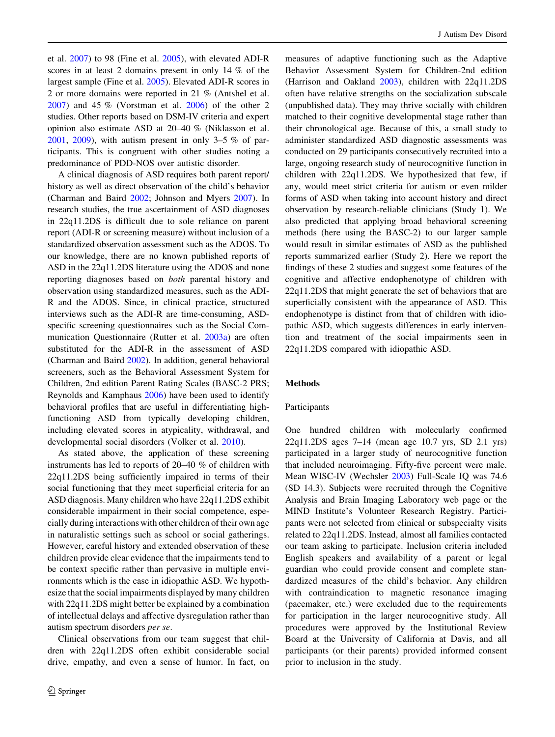et al. 2007) to 98 (Fine et al. 2005), with elevated ADI-R scores in at least 2 domains present in only 14 % of the largest sample (Fine et al. 2005). Elevated ADI-R scores in 2 or more domains were reported in 21 % (Antshel et al. 2007) and 45 % (Vorstman et al. 2006) of the other 2 studies. Other reports based on DSM-IV criteria and expert opinion also estimate ASD at 20–40 % (Niklasson et al. 2001, 2009), with autism present in only 3–5 % of participants. This is congruent with other studies noting a predominance of PDD-NOS over autistic disorder.

A clinical diagnosis of ASD requires both parent report/history as well as direct observation of the child's behavior (Charman and Baird 2002; Johnson and Myers 2007). In research studies, the true ascertainment of ASD diagnoses in 22q11.2DS is difficult due to sole reliance on parent report (ADI-R or screening measure) without inclusion of a standardized observation assessment such as the ADOS. To our knowledge, there are no known published reports of ASD in the 22q11.2DS literature using the ADOS and none reporting diagnoses based on *both* parental history and observation using standardized measures, such as the ADI-R and the ADOS. Since, in clinical practice, structured interviews such as the ADI-R are time-consuming, ASD-specific screening questionnaires such as the Social Communication Questionnaire (Rutter et al. 2003a) are often substituted for the ADI-R in the assessment of ASD (Charman and Baird 2002). In addition, general behavioral screeners, such as the Behavioral Assessment System for Children, 2nd edition Parent Rating Scales (BASC-2 PRS; Reynolds and Kamphaus 2006) have been used to identify behavioral profiles that are useful in differentiating high-functioning ASD from typically developing children, including elevated scores in atypicality, withdrawal, and developmental social disorders (Volker et al. 2010).

As stated above, the application of these screening instruments has led to reports of 20–40 % of children with 22q11.2DS being sufficiently impaired in terms of their social functioning that they meet superficial criteria for an ASD diagnosis. Many children who have 22q11.2DS exhibit considerable impairment in their social competence, especially during interactions with other children of their own age in naturalistic settings such as school or social gatherings. However, careful history and extended observation of these children provide clear evidence that the impairments tend to be context specific rather than pervasive in multiple environments which is the case in idiopathic ASD. We hypothesize that the social impairments displayed by many children with 22q11.2DS might better be explained by a combination of intellectual delays and affective dysregulation rather than autism spectrum disorders *per se*.

Clinical observations from our team suggest that children with 22q11.2DS often exhibit considerable social drive, empathy, and even a sense of humor. In fact, on measures of adaptive functioning such as the Adaptive Behavior Assessment System for Children-2nd edition (Harrison and Oakland 2003), children with 22q11.2DS often have relative strengths on the socialization subscale (unpublished data). They may thrive socially with children matched to their cognitive developmental stage rather than their chronological age. Because of this, a small study to administer standardized ASD diagnostic assessments was conducted on 29 participants consecutively recruited into a large, ongoing research study of neurocognitive function in children with 22q11.2DS. We hypothesized that few, if any, would meet strict criteria for autism or even milder forms of ASD when taking into account history and direct observation by research-reliable clinicians (Study 1). We also predicted that applying broad behavioral screening methods (here using the BASC-2) to our larger sample would result in similar estimates of ASD as the published reports summarized earlier (Study 2). Here we report the findings of these 2 studies and suggest some features of the cognitive and affective endophenotype of children with 22q11.2DS that might generate the set of behaviors that are superficially consistent with the appearance of ASD. This endophenotype is distinct from that of children with idiopathic ASD, which suggests differences in early intervention and treatment of the social impairments seen in 22q11.2DS compared with idiopathic ASD.

## Methods

### Participants

One hundred children with molecularly confirmed 22q11.2DS ages 7–14 (mean age 10.7 yrs, SD 2.1 yrs) participated in a larger study of neurocognitive function that included neuroimaging. Fifty-five percent were male. Mean WISC-IV (Wechsler 2003) Full-Scale IQ was 74.6 (SD 14.3). Subjects were recruited through the Cognitive Analysis and Brain Imaging Laboratory web page or the MIND Institute's Volunteer Research Registry. Participants were not selected from clinical or subspecialty visits related to 22q11.2DS. Instead, almost all families contacted our team asking to participate. Inclusion criteria included English speakers and availability of a parent or legal guardian who could provide consent and complete standardized measures of the child's behavior. Any children with contraindication to magnetic resonance imaging (pacemaker, etc.) were excluded due to the requirements for participation in the larger neurocognitive study. All procedures were approved by the Institutional Review Board at the University of California at Davis, and all participants (or their parents) provided informed consent prior to inclusion in the study.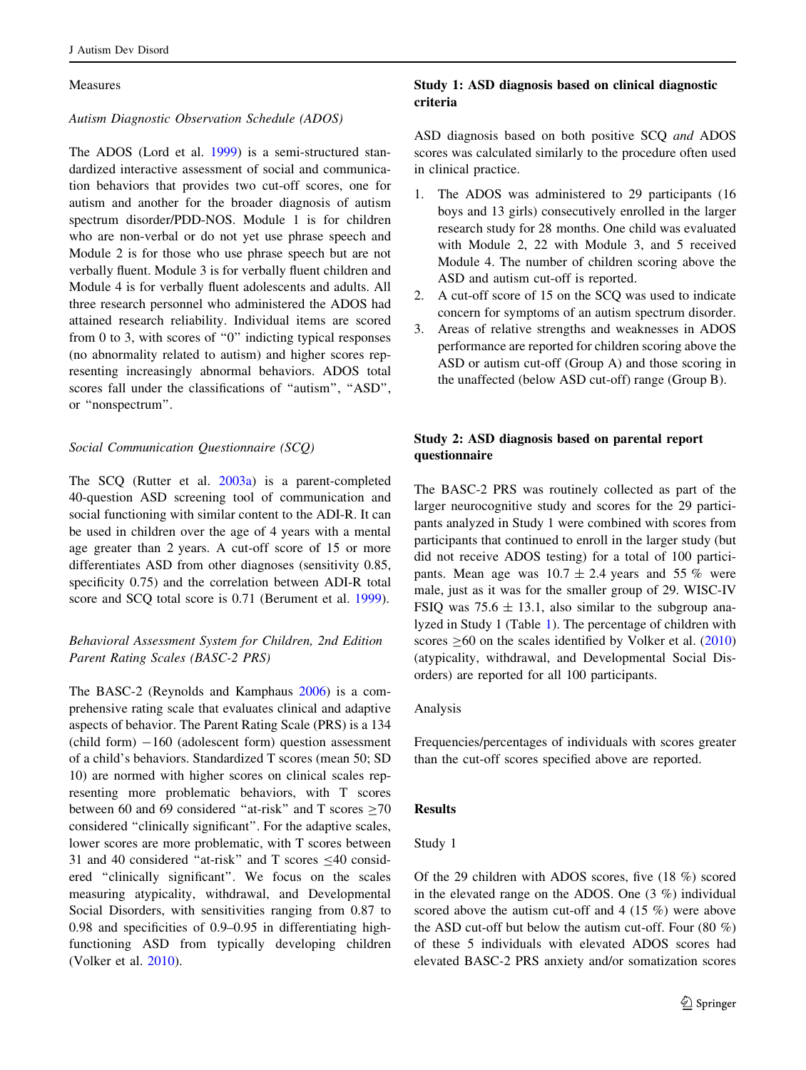## Measures

### *Autism Diagnostic Observation Schedule (ADOS)*

The ADOS (Lord et al. 1999) is a semi-structured standardized interactive assessment of social and communication behaviors that provides two cut-off scores, one for autism and another for the broader diagnosis of autism spectrum disorder/PDD-NOS. Module 1 is for children who are non-verbal or do not yet use phrase speech and Module 2 is for those who use phrase speech but are not verbally fluent. Module 3 is for verbally fluent children and Module 4 is for verbally fluent adolescents and adults. All three research personnel who administered the ADOS had attained research reliability. Individual items are scored from 0 to 3, with scores of "0" indicting typical responses (no abnormality related to autism) and higher scores representing increasingly abnormal behaviors. ADOS total scores fall under the classifications of "autism", "ASD", or "nonspectrum".

### *Social Communication Questionnaire (SCQ)*

The SCQ (Rutter et al. 2003a) is a parent-completed 40-question ASD screening tool of communication and social functioning with similar content to the ADI-R. It can be used in children over the age of 4 years with a mental age greater than 2 years. A cut-off score of 15 or more differentiates ASD from other diagnoses (sensitivity 0.85, specificity 0.75) and the correlation between ADI-R total score and SCQ total score is 0.71 (Berument et al. 1999).

### *Behavioral Assessment System for Children, 2nd Edition Parent Rating Scales (BASC-2 PRS)*

The BASC-2 (Reynolds and Kamphaus 2006) is a comprehensive rating scale that evaluates clinical and adaptive aspects of behavior. The Parent Rating Scale (PRS) is a 134 (child form) −160 (adolescent form) question assessment of a child's behaviors. Standardized T scores (mean 50; SD 10) are normed with higher scores on clinical scales representing more problematic behaviors, with T scores between 60 and 69 considered "at-risk" and T scores ≥70 considered "clinically significant". For the adaptive scales, lower scores are more problematic, with T scores between 31 and 40 considered "at-risk" and T scores ≤40 considered "clinically significant". We focus on the scales measuring atypicality, withdrawal, and Developmental Social Disorders, with sensitivities ranging from 0.87 to 0.98 and specificities of 0.9–0.95 in differentiating high-functioning ASD from typically developing children (Volker et al. 2010).

## Study 1: ASD diagnosis based on clinical diagnostic criteria

ASD diagnosis based on both positive SCQ *and* ADOS scores was calculated similarly to the procedure often used in clinical practice.

1. The ADOS was administered to 29 participants (16 boys and 13 girls) consecutively enrolled in the larger research study for 28 months. One child was evaluated with Module 2, 22 with Module 3, and 5 received Module 4. The number of children scoring above the ASD and autism cut-off is reported.
2. A cut-off score of 15 on the SCQ was used to indicate concern for symptoms of an autism spectrum disorder.
3. Areas of relative strengths and weaknesses in ADOS performance are reported for children scoring above the ASD or autism cut-off (Group A) and those scoring in the unaffected (below ASD cut-off) range (Group B).

## Study 2: ASD diagnosis based on parental report questionnaire

The BASC-2 PRS was routinely collected as part of the larger neurocognitive study and scores for the 29 participants analyzed in Study 1 were combined with scores from participants that continued to enroll in the larger study (but did not receive ADOS testing) for a total of 100 participants. Mean age was 10.7 ± 2.4 years and 55 % were male, just as it was for the smaller group of 29. WISC-IV FSIQ was 75.6 ± 13.1, also similar to the subgroup analyzed in Study 1 (Table 1). The percentage of children with scores ≥60 on the scales identified by Volker et al. (2010) (atypicality, withdrawal, and Developmental Social Disorders) are reported for all 100 participants.

### Analysis

Frequencies/percentages of individuals with scores greater than the cut-off scores specified above are reported.

## Results

### Study 1

Of the 29 children with ADOS scores, five (18 %) scored in the elevated range on the ADOS. One (3 %) individual scored above the autism cut-off and 4 (15 %) were above the ASD cut-off but below the autism cut-off. Four (80 %) of these 5 individuals with elevated ADOS scores had elevated BASC-2 PRS anxiety and/or somatization scores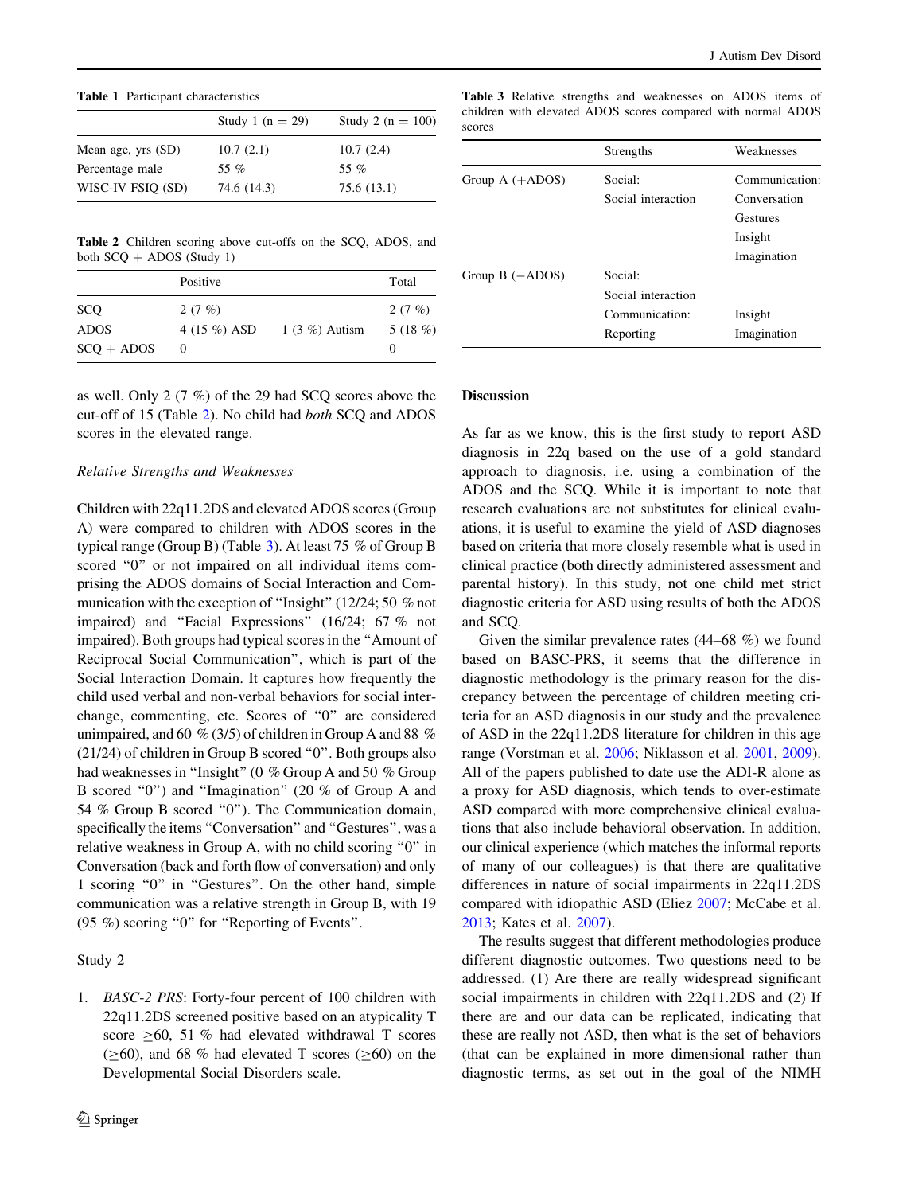**Table 1** Participant characteristics

| | Study 1 (n = 29) | Study 2 (n = 100) |
|---|---|---|
| Mean age, yrs (SD) | 10.7 (2.1) | 10.7 (2.4) |
| Percentage male | 55 % | 55 % |
| WISC-IV FSIQ (SD) | 74.6 (14.3) | 75.6 (13.1) |

**Table 2** Children scoring above cut-offs on the SCQ, ADOS, and both SCQ + ADOS (Study 1)

| | Positive | | Total |
|---|---|---|---|
| SCQ | 2 (7 %) | | 2 (7 %) |
| ADOS | 4 (15 %) ASD | 1 (3 %) Autism | 5 (18 %) |
| SCQ + ADOS | 0 | | 0 |

as well. Only 2 (7 %) of the 29 had SCQ scores above the cut-off of 15 (Table 2). No child had *both* SCQ and ADOS scores in the elevated range.

*Relative Strengths and Weaknesses*

Children with 22q11.2DS and elevated ADOS scores (Group A) were compared to children with ADOS scores in the typical range (Group B) (Table 3). At least 75 % of Group B scored "0" or not impaired on all individual items comprising the ADOS domains of Social Interaction and Communication with the exception of "Insight" (12/24; 50 % not impaired) and "Facial Expressions" (16/24; 67 % not impaired). Both groups had typical scores in the "Amount of Reciprocal Social Communication", which is part of the Social Interaction Domain. It captures how frequently the child used verbal and non-verbal behaviors for social interchange, commenting, etc. Scores of "0" are considered unimpaired, and 60 % (3/5) of children in Group A and 88 % (21/24) of children in Group B scored "0". Both groups also had weaknesses in "Insight" (0 % Group A and 50 % Group B scored "0") and "Imagination" (20 % of Group A and 54 % Group B scored "0"). The Communication domain, specifically the items "Conversation" and "Gestures", was a relative weakness in Group A, with no child scoring "0" in Conversation (back and forth flow of conversation) and only 1 scoring "0" in "Gestures". On the other hand, simple communication was a relative strength in Group B, with 19 (95 %) scoring "0" for "Reporting of Events".

Study 2

1. *BASC-2 PRS*: Forty-four percent of 100 children with 22q11.2DS screened positive based on an atypicality T score $\geq$60, 51 % had elevated withdrawal T scores ($\geq$60), and 68 % had elevated T scores ($\geq$60) on the Developmental Social Disorders scale.

**Table 3** Relative strengths and weaknesses on ADOS items of children with elevated ADOS scores compared with normal ADOS scores

| | Strengths | Weaknesses |
|---|---|---|
| Group A (+ADOS) | Social: | Communication: |
| | Social interaction | Conversation |
| | | Gestures |
| | | Insight |
| | | Imagination |
| Group B (−ADOS) | Social: | |
| | Social interaction | |
| | Communication: | Insight |
| | Reporting | Imagination |

## Discussion

As far as we know, this is the first study to report ASD diagnosis in 22q based on the use of a gold standard approach to diagnosis, i.e. using a combination of the ADOS and the SCQ. While it is important to note that research evaluations are not substitutes for clinical evaluations, it is useful to examine the yield of ASD diagnoses based on criteria that more closely resemble what is used in clinical practice (both directly administered assessment and parental history). In this study, not one child met strict diagnostic criteria for ASD using results of both the ADOS and SCQ.

Given the similar prevalence rates (44–68 %) we found based on BASC-PRS, it seems that the difference in diagnostic methodology is the primary reason for the discrepancy between the percentage of children meeting criteria for an ASD diagnosis in our study and the prevalence of ASD in the 22q11.2DS literature for children in this age range (Vorstman et al. 2006; Niklasson et al. 2001, 2009). All of the papers published to date use the ADI-R alone as a proxy for ASD diagnosis, which tends to over-estimate ASD compared with more comprehensive clinical evaluations that also include behavioral observation. In addition, our clinical experience (which matches the informal reports of many of our colleagues) is that there are qualitative differences in nature of social impairments in 22q11.2DS compared with idiopathic ASD (Eliez 2007; McCabe et al. 2013; Kates et al. 2007).

The results suggest that different methodologies produce different diagnostic outcomes. Two questions need to be addressed. (1) Are there are really widespread significant social impairments in children with 22q11.2DS and (2) If there are and our data can be replicated, indicating that these are really not ASD, then what is the set of behaviors (that can be explained in more dimensional rather than diagnostic terms, as set out in the goal of the NIMH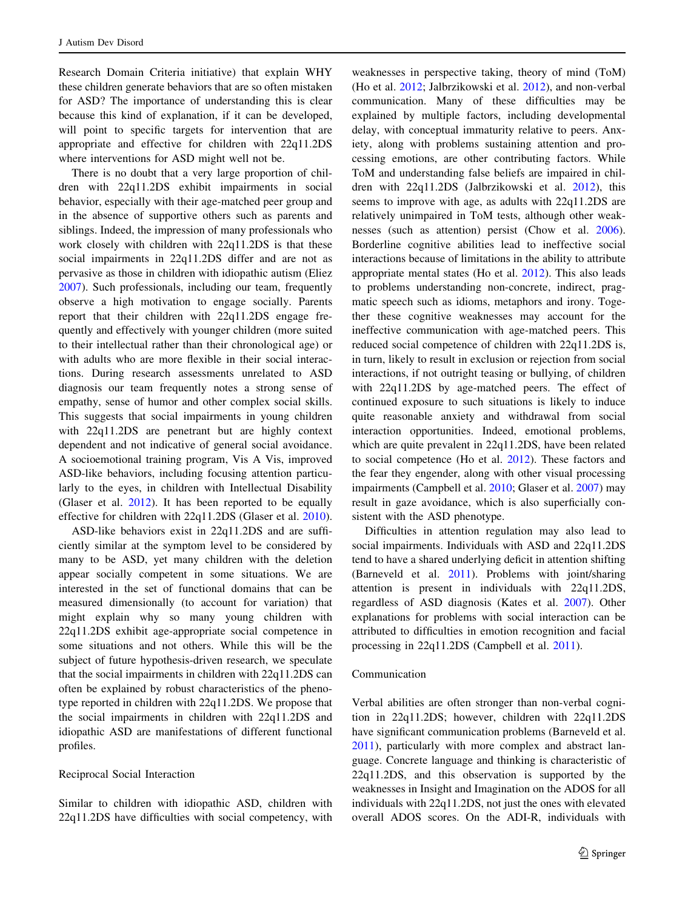Research Domain Criteria initiative) that explain WHY these children generate behaviors that are so often mistaken for ASD? The importance of understanding this is clear because this kind of explanation, if it can be developed, will point to specific targets for intervention that are appropriate and effective for children with 22q11.2DS where interventions for ASD might well not be.

There is no doubt that a very large proportion of children with 22q11.2DS exhibit impairments in social behavior, especially with their age-matched peer group and in the absence of supportive others such as parents and siblings. Indeed, the impression of many professionals who work closely with children with 22q11.2DS is that these social impairments in 22q11.2DS differ and are not as pervasive as those in children with idiopathic autism (Eliez 2007). Such professionals, including our team, frequently observe a high motivation to engage socially. Parents report that their children with 22q11.2DS engage frequently and effectively with younger children (more suited to their intellectual rather than their chronological age) or with adults who are more flexible in their social interactions. During research assessments unrelated to ASD diagnosis our team frequently notes a strong sense of empathy, sense of humor and other complex social skills. This suggests that social impairments in young children with 22q11.2DS are penetrant but are highly context dependent and not indicative of general social avoidance. A socioemotional training program, Vis A Vis, improved ASD-like behaviors, including focusing attention particularly to the eyes, in children with Intellectual Disability (Glaser et al. 2012). It has been reported to be equally effective for children with 22q11.2DS (Glaser et al. 2010).

ASD-like behaviors exist in 22q11.2DS and are sufficiently similar at the symptom level to be considered by many to be ASD, yet many children with the deletion appear socially competent in some situations. We are interested in the set of functional domains that can be measured dimensionally (to account for variation) that might explain why so many young children with 22q11.2DS exhibit age-appropriate social competence in some situations and not others. While this will be the subject of future hypothesis-driven research, we speculate that the social impairments in children with 22q11.2DS can often be explained by robust characteristics of the phenotype reported in children with 22q11.2DS. We propose that the social impairments in children with 22q11.2DS and idiopathic ASD are manifestations of different functional profiles.

## Reciprocal Social Interaction

Similar to children with idiopathic ASD, children with 22q11.2DS have difficulties with social competency, with weaknesses in perspective taking, theory of mind (ToM) (Ho et al. 2012; Jalbrzikowski et al. 2012), and non-verbal communication. Many of these difficulties may be explained by multiple factors, including developmental delay, with conceptual immaturity relative to peers. Anxiety, along with problems sustaining attention and processing emotions, are other contributing factors. While ToM and understanding false beliefs are impaired in children with 22q11.2DS (Jalbrzikowski et al. 2012), this seems to improve with age, as adults with 22q11.2DS are relatively unimpaired in ToM tests, although other weaknesses (such as attention) persist (Chow et al. 2006). Borderline cognitive abilities lead to ineffective social interactions because of limitations in the ability to attribute appropriate mental states (Ho et al. 2012). This also leads to problems understanding non-concrete, indirect, pragmatic speech such as idioms, metaphors and irony. Together these cognitive weaknesses may account for the ineffective communication with age-matched peers. This reduced social competence of children with 22q11.2DS is, in turn, likely to result in exclusion or rejection from social interactions, if not outright teasing or bullying, of children with 22q11.2DS by age-matched peers. The effect of continued exposure to such situations is likely to induce quite reasonable anxiety and withdrawal from social interaction opportunities. Indeed, emotional problems, which are quite prevalent in 22q11.2DS, have been related to social competence (Ho et al. 2012). These factors and the fear they engender, along with other visual processing impairments (Campbell et al. 2010; Glaser et al. 2007) may result in gaze avoidance, which is also superficially consistent with the ASD phenotype.

Difficulties in attention regulation may also lead to social impairments. Individuals with ASD and 22q11.2DS tend to have a shared underlying deficit in attention shifting (Barneveld et al. 2011). Problems with joint/sharing attention is present in individuals with 22q11.2DS, regardless of ASD diagnosis (Kates et al. 2007). Other explanations for problems with social interaction can be attributed to difficulties in emotion recognition and facial processing in 22q11.2DS (Campbell et al. 2011).

## Communication

Verbal abilities are often stronger than non-verbal cognition in 22q11.2DS; however, children with 22q11.2DS have significant communication problems (Barneveld et al. 2011), particularly with more complex and abstract language. Concrete language and thinking is characteristic of 22q11.2DS, and this observation is supported by the weaknesses in Insight and Imagination on the ADOS for all individuals with 22q11.2DS, not just the ones with elevated overall ADOS scores. On the ADI-R, individuals with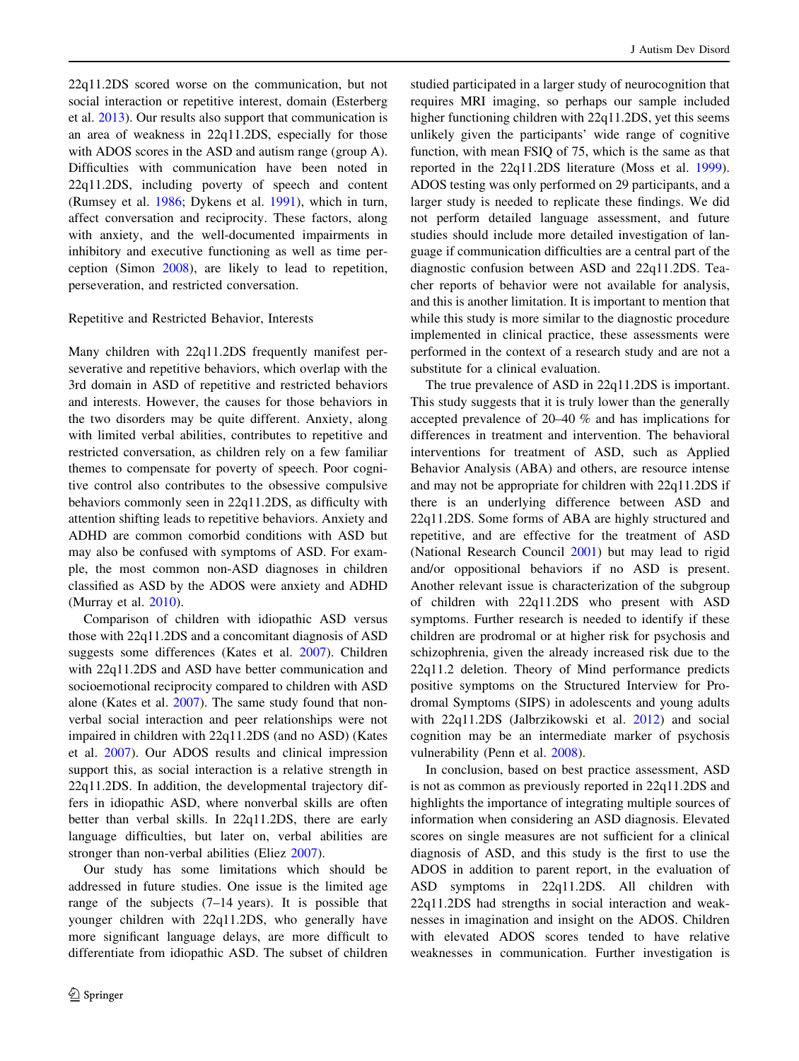22q11.2DS scored worse on the communication, but not social interaction or repetitive interest, domain (Esterberg et al. 2013). Our results also support that communication is an area of weakness in 22q11.2DS, especially for those with ADOS scores in the ASD and autism range (group A). Difficulties with communication have been noted in 22q11.2DS, including poverty of speech and content (Rumsey et al. 1986; Dykens et al. 1991), which in turn, affect conversation and reciprocity. These factors, along with anxiety, and the well-documented impairments in inhibitory and executive functioning as well as time perception (Simon 2008), are likely to lead to repetition, perseveration, and restricted conversation.

### Repetitive and Restricted Behavior, Interests

Many children with 22q11.2DS frequently manifest perseverative and repetitive behaviors, which overlap with the 3rd domain in ASD of repetitive and restricted behaviors and interests. However, the causes for those behaviors in the two disorders may be quite different. Anxiety, along with limited verbal abilities, contributes to repetitive and restricted conversation, as children rely on a few familiar themes to compensate for poverty of speech. Poor cognitive control also contributes to the obsessive compulsive behaviors commonly seen in 22q11.2DS, as difficulty with attention shifting leads to repetitive behaviors. Anxiety and ADHD are common comorbid conditions with ASD but may also be confused with symptoms of ASD. For example, the most common non-ASD diagnoses in children classified as ASD by the ADOS were anxiety and ADHD (Murray et al. 2010).

Comparison of children with idiopathic ASD versus those with 22q11.2DS and a concomitant diagnosis of ASD suggests some differences (Kates et al. 2007). Children with 22q11.2DS and ASD have better communication and socioemotional reciprocity compared to children with ASD alone (Kates et al. 2007). The same study found that nonverbal social interaction and peer relationships were not impaired in children with 22q11.2DS (and no ASD) (Kates et al. 2007). Our ADOS results and clinical impression support this, as social interaction is a relative strength in 22q11.2DS. In addition, the developmental trajectory differs in idiopathic ASD, where nonverbal skills are often better than verbal skills. In 22q11.2DS, there are early language difficulties, but later on, verbal abilities are stronger than non-verbal abilities (Eliez 2007).

Our study has some limitations which should be addressed in future studies. One issue is the limited age range of the subjects (7–14 years). It is possible that younger children with 22q11.2DS, who generally have more significant language delays, are more difficult to differentiate from idiopathic ASD. The subset of children studied participated in a larger study of neurocognition that requires MRI imaging, so perhaps our sample included higher functioning children with 22q11.2DS, yet this seems unlikely given the participants' wide range of cognitive function, with mean FSIQ of 75, which is the same as that reported in the 22q11.2DS literature (Moss et al. 1999). ADOS testing was only performed on 29 participants, and a larger study is needed to replicate these findings. We did not perform detailed language assessment, and future studies should include more detailed investigation of language if communication difficulties are a central part of the diagnostic confusion between ASD and 22q11.2DS. Teacher reports of behavior were not available for analysis, and this is another limitation. It is important to mention that while this study is more similar to the diagnostic procedure implemented in clinical practice, these assessments were performed in the context of a research study and are not a substitute for a clinical evaluation.

The true prevalence of ASD in 22q11.2DS is important. This study suggests that it is truly lower than the generally accepted prevalence of 20–40 % and has implications for differences in treatment and intervention. The behavioral interventions for treatment of ASD, such as Applied Behavior Analysis (ABA) and others, are resource intense and may not be appropriate for children with 22q11.2DS if there is an underlying difference between ASD and 22q11.2DS. Some forms of ABA are highly structured and repetitive, and are effective for the treatment of ASD (National Research Council 2001) but may lead to rigid and/or oppositional behaviors if no ASD is present. Another relevant issue is characterization of the subgroup of children with 22q11.2DS who present with ASD symptoms. Further research is needed to identify if these children are prodromal or at higher risk for psychosis and schizophrenia, given the already increased risk due to the 22q11.2 deletion. Theory of Mind performance predicts positive symptoms on the Structured Interview for Prodromal Symptoms (SIPS) in adolescents and young adults with 22q11.2DS (Jalbrzikowski et al. 2012) and social cognition may be an intermediate marker of psychosis vulnerability (Penn et al. 2008).

In conclusion, based on best practice assessment, ASD is not as common as previously reported in 22q11.2DS and highlights the importance of integrating multiple sources of information when considering an ASD diagnosis. Elevated scores on single measures are not sufficient for a clinical diagnosis of ASD, and this study is the first to use the ADOS in addition to parent report, in the evaluation of ASD symptoms in 22q11.2DS. All children with 22q11.2DS had strengths in social interaction and weaknesses in imagination and insight on the ADOS. Children with elevated ADOS scores tended to have relative weaknesses in communication. Further investigation is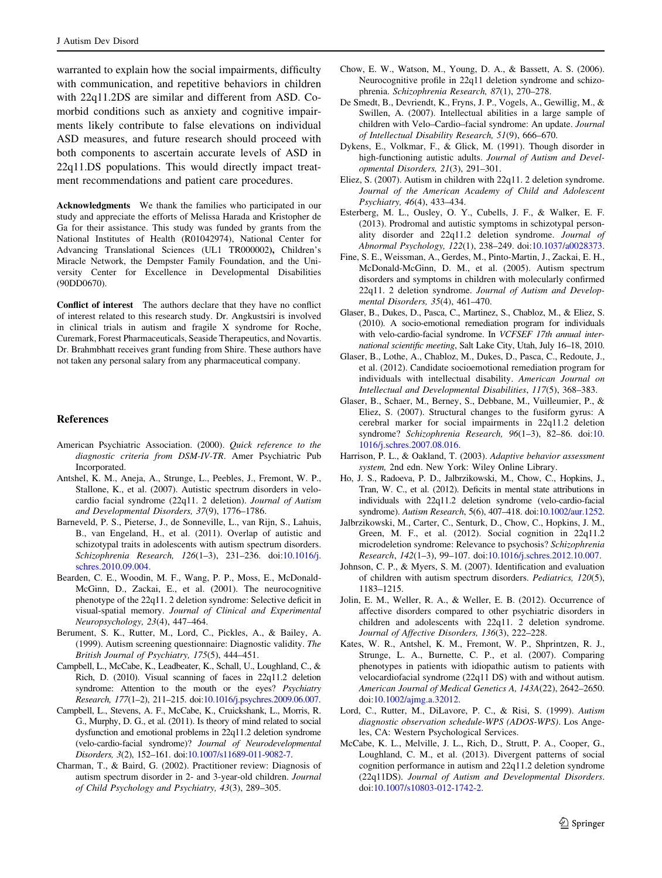warranted to explain how the social impairments, difficulty with communication, and repetitive behaviors in children with 22q11.2DS are similar and different from ASD. Comorbid conditions such as anxiety and cognitive impairments likely contribute to false elevations on individual ASD measures, and future research should proceed with both components to ascertain accurate levels of ASD in 22q11.DS populations. This would directly impact treatment recommendations and patient care procedures.

**Acknowledgments** We thank the families who participated in our study and appreciate the efforts of Melissa Harada and Kristopher de Ga for their assistance. This study was funded by grants from the National Institutes of Health (R01042974), National Center for Advancing Translational Sciences (UL1 TR000002)**,** Children's Miracle Network, the Dempster Family Foundation, and the University Center for Excellence in Developmental Disabilities (90DD0670).

**Conflict of interest** The authors declare that they have no conflict of interest related to this research study. Dr. Angkustsiri is involved in clinical trials in autism and fragile X syndrome for Roche, Curemark, Forest Pharmaceuticals, Seaside Therapeutics, and Novartis. Dr. Brahmbhatt receives grant funding from Shire. These authors have not taken any personal salary from any pharmaceutical company.

## References

American Psychiatric Association. (2000). *Quick reference to the diagnostic criteria from DSM-IV-TR*. Amer Psychiatric Pub Incorporated.

Antshel, K. M., Aneja, A., Strunge, L., Peebles, J., Fremont, W. P., Stallone, K., et al. (2007). Autistic spectrum disorders in velo-cardio facial syndrome (22q11. 2 deletion). *Journal of Autism and Developmental Disorders, 37*(9), 1776–1786.

Barneveld, P. S., Pieterse, J., de Sonneville, L., van Rijn, S., Lahuis, B., van Engeland, H., et al. (2011). Overlap of autistic and schizotypal traits in adolescents with autism spectrum disorders. *Schizophrenia Research, 126*(1–3), 231–236. doi:10.1016/j.schres.2010.09.004.

Bearden, C. E., Woodin, M. F., Wang, P. P., Moss, E., McDonald-McGinn, D., Zackai, E., et al. (2001). The neurocognitive phenotype of the 22q11. 2 deletion syndrome: Selective deficit in visual-spatial memory. *Journal of Clinical and Experimental Neuropsychology, 23*(4), 447–464.

Berument, S. K., Rutter, M., Lord, C., Pickles, A., & Bailey, A. (1999). Autism screening questionnaire: Diagnostic validity. *The British Journal of Psychiatry, 175*(5), 444–451.

Campbell, L., McCabe, K., Leadbeater, K., Schall, U., Loughland, C., & Rich, D. (2010). Visual scanning of faces in 22q11.2 deletion syndrome: Attention to the mouth or the eyes? *Psychiatry Research, 177*(1–2), 211–215. doi:10.1016/j.psychres.2009.06.007.

Campbell, L., Stevens, A. F., McCabe, K., Cruickshank, L., Morris, R. G., Murphy, D. G., et al. (2011). Is theory of mind related to social dysfunction and emotional problems in 22q11.2 deletion syndrome (velo-cardio-facial syndrome)? *Journal of Neurodevelopmental Disorders, 3*(2), 152–161. doi:10.1007/s11689-011-9082-7.

Charman, T., & Baird, G. (2002). Practitioner review: Diagnosis of autism spectrum disorder in 2- and 3-year-old children. *Journal of Child Psychology and Psychiatry, 43*(3), 289–305.

Chow, E. W., Watson, M., Young, D. A., & Bassett, A. S. (2006). Neurocognitive profile in 22q11 deletion syndrome and schizophrenia. *Schizophrenia Research, 87*(1), 270–278.

De Smedt, B., Devriendt, K., Fryns, J. P., Vogels, A., Gewillig, M., & Swillen, A. (2007). Intellectual abilities in a large sample of children with Velo–Cardio–facial syndrome: An update. *Journal of Intellectual Disability Research, 51*(9), 666–670.

Dykens, E., Volkmar, F., & Glick, M. (1991). Though disorder in high-functioning autistic adults. *Journal of Autism and Developmental Disorders, 21*(3), 291–301.

Eliez, S. (2007). Autism in children with 22q11. 2 deletion syndrome. *Journal of the American Academy of Child and Adolescent Psychiatry, 46*(4), 433–434.

Esterberg, M. L., Ousley, O. Y., Cubells, J. F., & Walker, E. F. (2013). Prodromal and autistic symptoms in schizotypal personality disorder and 22q11.2 deletion syndrome. *Journal of Abnormal Psychology, 122*(1), 238–249. doi:10.1037/a0028373.

Fine, S. E., Weissman, A., Gerdes, M., Pinto-Martin, J., Zackai, E. H., McDonald-McGinn, D. M., et al. (2005). Autism spectrum disorders and symptoms in children with molecularly confirmed 22q11. 2 deletion syndrome. *Journal of Autism and Developmental Disorders, 35*(4), 461–470.

Glaser, B., Dukes, D., Pasca, C., Martinez, S., Chabloz, M., & Eliez, S. (2010). A socio-emotional remediation program for individuals with velo-cardio-facial syndrome. In *VCFSEF 17th annual international scientific meeting*, Salt Lake City, Utah, July 16–18, 2010.

Glaser, B., Lothe, A., Chabloz, M., Dukes, D., Pasca, C., Redoute, J., et al. (2012). Candidate socioemotional remediation program for individuals with intellectual disability. *American Journal on Intellectual and Developmental Disabilities, 117*(5), 368–383.

Glaser, B., Schaer, M., Berney, S., Debbane, M., Vuilleumier, P., & Eliez, S. (2007). Structural changes to the fusiform gyrus: A cerebral marker for social impairments in 22q11.2 deletion syndrome? *Schizophrenia Research, 96*(1–3), 82–86. doi:10.1016/j.schres.2007.08.016.

Harrison, P. L., & Oakland, T. (2003). *Adaptive behavior assessment system,* 2nd edn. New York: Wiley Online Library.

Ho, J. S., Radoeva, P. D., Jalbrzikowski, M., Chow, C., Hopkins, J., Tran, W. C., et al. (2012). Deficits in mental state attributions in individuals with 22q11.2 deletion syndrome (velo-cardio-facial syndrome). *Autism Research,* 5(6), 407–418. doi:10.1002/aur.1252.

Jalbrzikowski, M., Carter, C., Senturk, D., Chow, C., Hopkins, J. M., Green, M. F., et al. (2012). Social cognition in 22q11.2 microdeletion syndrome: Relevance to psychosis? *Schizophrenia Research, 142*(1–3), 99–107. doi:10.1016/j.schres.2012.10.007.

Johnson, C. P., & Myers, S. M. (2007). Identification and evaluation of children with autism spectrum disorders. *Pediatrics, 120*(5), 1183–1215.

Jolin, E. M., Weller, R. A., & Weller, E. B. (2012). Occurrence of affective disorders compared to other psychiatric disorders in children and adolescents with 22q11. 2 deletion syndrome. *Journal of Affective Disorders, 136*(3), 222–228.

Kates, W. R., Antshel, K. M., Fremont, W. P., Shprintzen, R. J., Strunge, L. A., Burnette, C. P., et al. (2007). Comparing phenotypes in patients with idiopathic autism to patients with velocardiofacial syndrome (22q11 DS) with and without autism. *American Journal of Medical Genetics A, 143A*(22), 2642–2650. doi:10.1002/ajmg.a.32012.

Lord, C., Rutter, M., DiLavore, P. C., & Risi, S. (1999). *Autism diagnostic observation schedule-WPS (ADOS-WPS)*. Los Angeles, CA: Western Psychological Services.

McCabe, K. L., Melville, J. L., Rich, D., Strutt, P. A., Cooper, G., Loughland, C. M., et al. (2013). Divergent patterns of social cognition performance in autism and 22q11.2 deletion syndrome (22q11DS). *Journal of Autism and Developmental Disorders*. doi:10.1007/s10803-012-1742-2.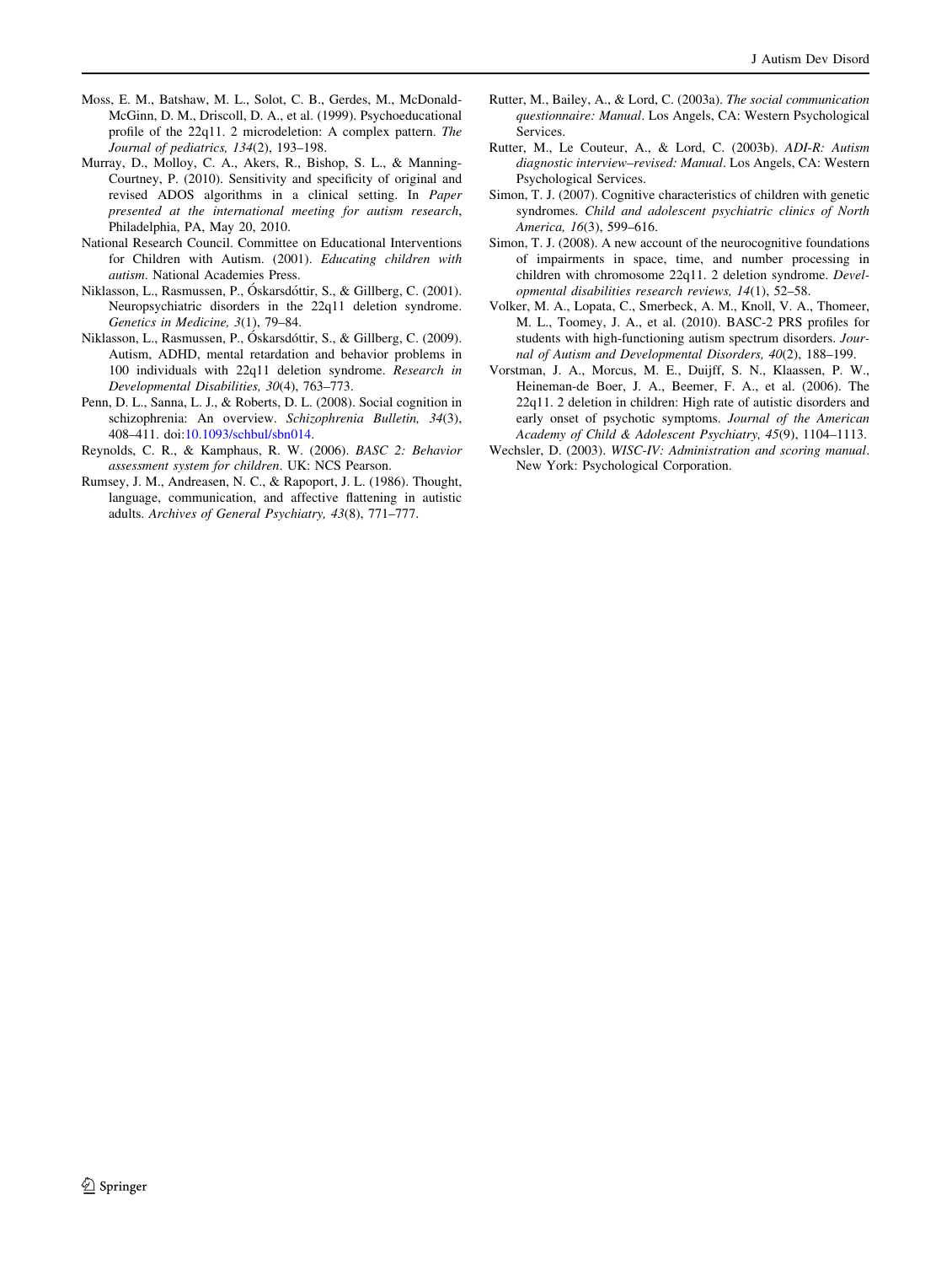Moss, E. M., Batshaw, M. L., Solot, C. B., Gerdes, M., McDonald-McGinn, D. M., Driscoll, D. A., et al. (1999). Psychoeducational profile of the 22q11. 2 microdeletion: A complex pattern. *The Journal of pediatrics, 134*(2), 193–198.

Murray, D., Molloy, C. A., Akers, R., Bishop, S. L., & Manning-Courtney, P. (2010). Sensitivity and specificity of original and revised ADOS algorithms in a clinical setting. In *Paper presented at the international meeting for autism research*, Philadelphia, PA, May 20, 2010.

National Research Council. Committee on Educational Interventions for Children with Autism. (2001). *Educating children with autism*. National Academies Press.

Niklasson, L., Rasmussen, P., Óskarsdóttir, S., & Gillberg, C. (2001). Neuropsychiatric disorders in the 22q11 deletion syndrome. *Genetics in Medicine, 3*(1), 79–84.

Niklasson, L., Rasmussen, P., Óskarsdóttir, S., & Gillberg, C. (2009). Autism, ADHD, mental retardation and behavior problems in 100 individuals with 22q11 deletion syndrome. *Research in Developmental Disabilities, 30*(4), 763–773.

Penn, D. L., Sanna, L. J., & Roberts, D. L. (2008). Social cognition in schizophrenia: An overview. *Schizophrenia Bulletin, 34*(3), 408–411. doi:10.1093/schbul/sbn014.

Reynolds, C. R., & Kamphaus, R. W. (2006). *BASC 2: Behavior assessment system for children*. UK: NCS Pearson.

Rumsey, J. M., Andreasen, N. C., & Rapoport, J. L. (1986). Thought, language, communication, and affective flattening in autistic adults. *Archives of General Psychiatry, 43*(8), 771–777.

Rutter, M., Bailey, A., & Lord, C. (2003a). *The social communication questionnaire: Manual*. Los Angels, CA: Western Psychological Services.

Rutter, M., Le Couteur, A., & Lord, C. (2003b). *ADI-R: Autism diagnostic interview–revised: Manual*. Los Angels, CA: Western Psychological Services.

Simon, T. J. (2007). Cognitive characteristics of children with genetic syndromes. *Child and adolescent psychiatric clinics of North America, 16*(3), 599–616.

Simon, T. J. (2008). A new account of the neurocognitive foundations of impairments in space, time, and number processing in children with chromosome 22q11. 2 deletion syndrome. *Developmental disabilities research reviews, 14*(1), 52–58.

Volker, M. A., Lopata, C., Smerbeck, A. M., Knoll, V. A., Thomeer, M. L., Toomey, J. A., et al. (2010). BASC-2 PRS profiles for students with high-functioning autism spectrum disorders. *Journal of Autism and Developmental Disorders, 40*(2), 188–199.

Vorstman, J. A., Morcus, M. E., Duijff, S. N., Klaassen, P. W., Heineman-de Boer, J. A., Beemer, F. A., et al. (2006). The 22q11. 2 deletion in children: High rate of autistic disorders and early onset of psychotic symptoms. *Journal of the American Academy of Child & Adolescent Psychiatry, 45*(9), 1104–1113.

Wechsler, D. (2003). *WISC-IV: Administration and scoring manual*. New York: Psychological Corporation.